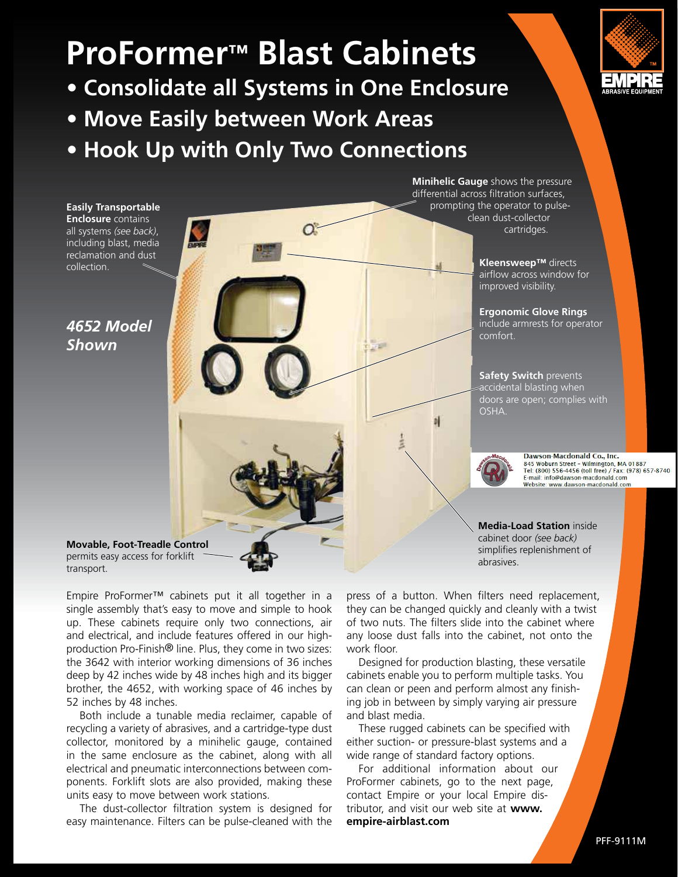# ProFormer™ Blast Cabinets

- **Consolidate all Systems in One Enclosure**
- **Move Easily between Work Areas**
- **Hook Up with Only Two Connections**

**Easily Transportable Enclosure** contains all systems *(see back)*, including blast, media reclamation and dust collection.

***4652 Model Shown***

**Minihelic Gauge** shows the pressure differential across filtration surfaces, prompting the operator to pulse-clean dust-collector cartridges.

**Kleensweep™** directs airflow across window for improved visibility.

**Ergonomic Glove Rings** include armrests for operator comfort.

**Safety Switch** prevents accidental blasting when doors are open; complies with OSHA.

Dawson-Macdonald Co., Inc.
845 Woburn Street - Wilmington, MA 01887
Tel: (800) 556-4456 (toll free) / Fax: (978) 657-8740
E-mail: info@dawson-macdonald.com
Website: www.dawson-macdonald.com

**Media-Load Station** inside cabinet door *(see back)* simplifies replenishment of abrasives.

**Movable, Foot-Treadle Control** permits easy access for forklift transport.

Empire ProFormer™ cabinets put it all together in a single assembly that's easy to move and simple to hook up. These cabinets require only two connections, air and electrical, and include features offered in our high-production Pro-Finish® line. Plus, they come in two sizes: the 3642 with interior working dimensions of 36 inches deep by 42 inches wide by 48 inches high and its bigger brother, the 4652, with working space of 46 inches by 52 inches by 48 inches.

Both include a tunable media reclaimer, capable of recycling a variety of abrasives, and a cartridge-type dust collector, monitored by a minihelic gauge, contained in the same enclosure as the cabinet, along with all electrical and pneumatic interconnections between components. Forklift slots are also provided, making these units easy to move between work stations.

The dust-collector filtration system is designed for easy maintenance. Filters can be pulse-cleaned with the press of a button. When filters need replacement, they can be changed quickly and cleanly with a twist of two nuts. The filters slide into the cabinet where any loose dust falls into the cabinet, not onto the work floor.

Designed for production blasting, these versatile cabinets enable you to perform multiple tasks. You can clean or peen and perform almost any finishing job in between by simply varying air pressure and blast media.

These rugged cabinets can be specified with either suction- or pressure-blast systems and a wide range of standard factory options.

For additional information about our ProFormer cabinets, go to the next page, contact Empire or your local Empire distributor, and visit our web site at **www.empire-airblast.com**

PFF-9111M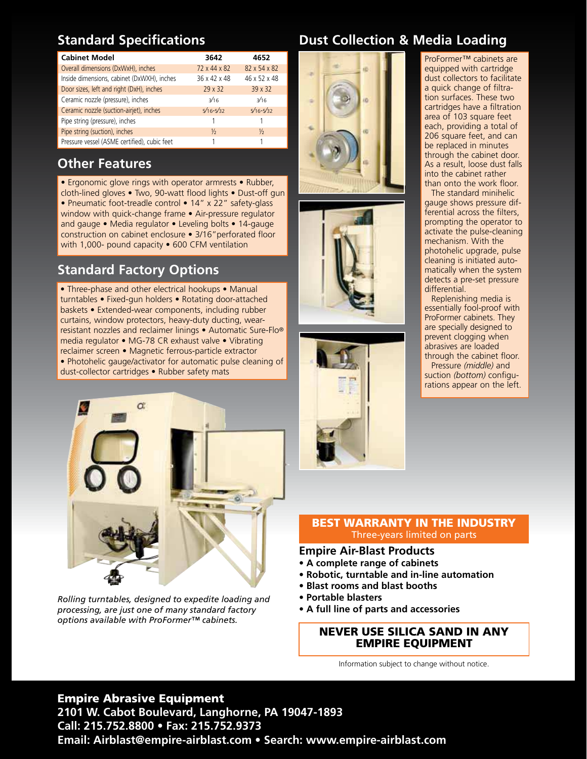## Standard Specifications

| Cabinet Model | 3642 | 4652 |
|---|---|---|
| Overall dimensions (DxWxH), inches | 72 x 44 x 82 | 82 x 54 x 82 |
| Inside dimensions, cabinet (DxWXH), inches | 36 x 42 x 48 | 46 x 52 x 48 |
| Door sizes, left and right (DxH), inches | 29 x 32 | 39 x 32 |
| Ceramic nozzle (pressure), inches | 3⁄16 | 3⁄16 |
| Ceramic nozzle (suction-airjet), inches | 5⁄16-5⁄32 | 5⁄16-5⁄32 |
| Pipe string (pressure), inches | 1 | 1 |
| Pipe string (suction), inches | ½ | ½ |
| Pressure vessel (ASME certified), cubic feet | 1 | 1 |

## Other Features

• Ergonomic glove rings with operator armrests • Rubber, cloth-lined gloves • Two, 90-watt flood lights • Dust-off gun • Pneumatic foot-treadle control • 14" x 22" safety-glass window with quick-change frame • Air-pressure regulator and gauge • Media regulator • Leveling bolts • 14-gauge construction on cabinet enclosure • 3/16"perforated floor with 1,000- pound capacity • 600 CFM ventilation

## Standard Factory Options

• Three-phase and other electrical hookups • Manual turntables • Fixed-gun holders • Rotating door-attached baskets • Extended-wear components, including rubber curtains, window protectors, heavy-duty ducting, wear-resistant nozzles and reclaimer linings • Automatic Sure-Flo® media regulator • MG-78 CR exhaust valve • Vibrating reclaimer screen • Magnetic ferrous-particle extractor • Photohelic gauge/activator for automatic pulse cleaning of dust-collector cartridges • Rubber safety mats

*Rolling turntables, designed to expedite loading and processing, are just one of many standard factory options available with ProFormer™ cabinets.*

## Dust Collection & Media Loading

ProFormer™ cabinets are equipped with cartridge dust collectors to facilitate a quick change of filtration surfaces. These two cartridges have a filtration area of 103 square feet each, providing a total of 206 square feet, and can be replaced in minutes through the cabinet door. As a result, loose dust falls into the cabinet rather than onto the work floor.

The standard minihelic gauge shows pressure differential across the filters, prompting the operator to activate the pulse-cleaning mechanism. With the photohelic upgrade, pulse cleaning is initiated automatically when the system detects a pre-set pressure differential.

Replenishing media is essentially fool-proof with ProFormer cabinets. They are specially designed to prevent clogging when abrasives are loaded through the cabinet floor.

Pressure *(middle)* and suction *(bottom)* configurations appear on the left.

**BEST WARRANTY IN THE INDUSTRY**
Three-years limited on parts

### Empire Air-Blast Products

- **A complete range of cabinets**
- **Robotic, turntable and in-line automation**
- **Blast rooms and blast booths**
- **Portable blasters**
- **A full line of parts and accessories**

**NEVER USE SILICA SAND IN ANY EMPIRE EQUIPMENT**

Information subject to change without notice.

**Empire Abrasive Equipment**
**2101 W. Cabot Boulevard, Langhorne, PA 19047-1893**
**Call: 215.752.8800 • Fax: 215.752.9373**
**Email: Airblast@empire-airblast.com • Search: www.empire-airblast.com**